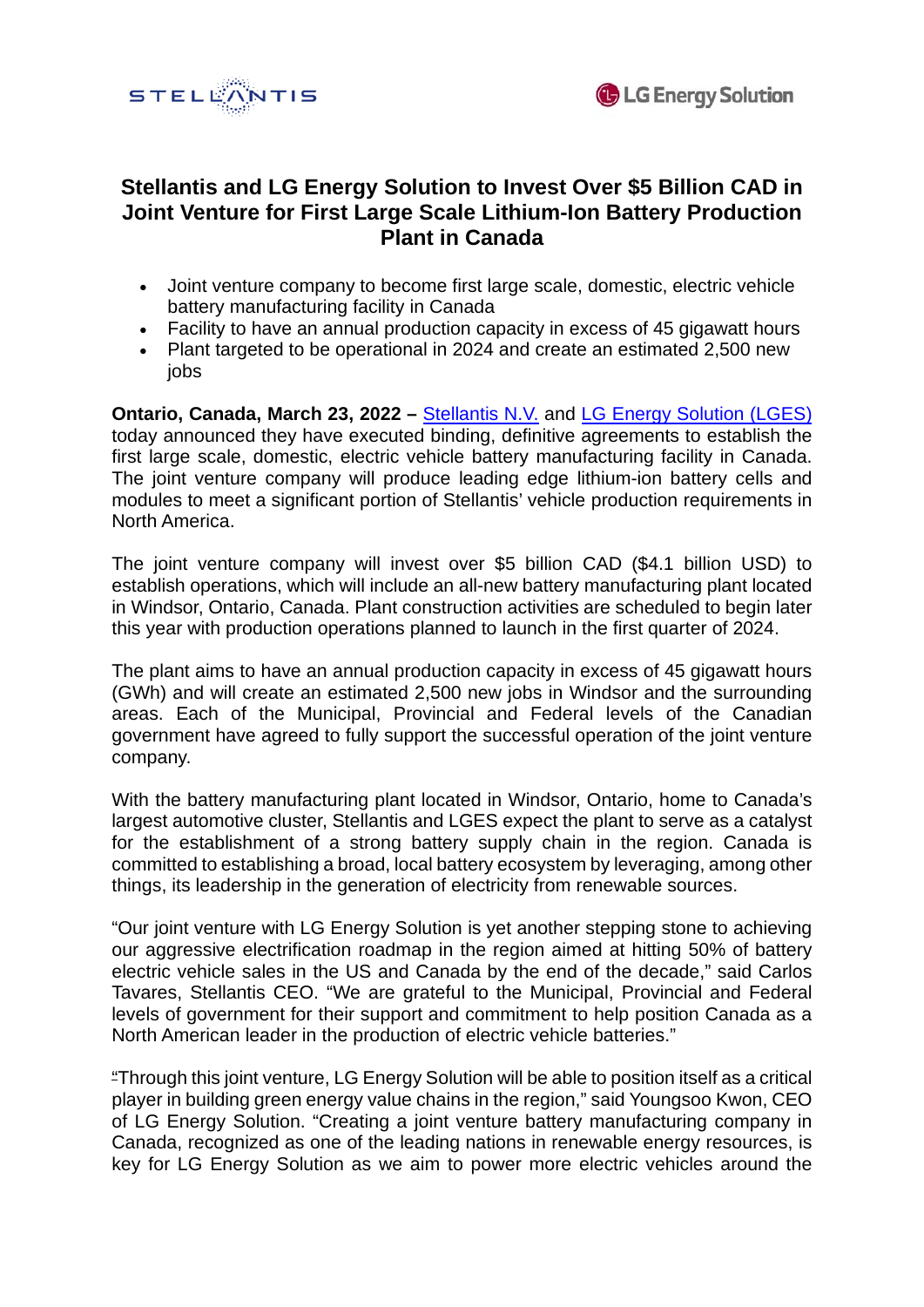# Stellantis and LG Energy Solution to Invest Over $5 Billion CAD in Joint Venture for First Large Scale Lithium-Ion Battery Production Plant in Canada

- Joint venture company to become first large scale, domestic, electric vehicle battery manufacturing facility in Canada
- Facility to have an annual production capacity in excess of 45 gigawatt hours
- Plant targeted to be operational in 2024 and create an estimated 2,500 new jobs

**Ontario, Canada, March 23, 2022 –** Stellantis N.V. and LG Energy Solution (LGES) today announced they have executed binding, definitive agreements to establish the first large scale, domestic, electric vehicle battery manufacturing facility in Canada. The joint venture company will produce leading edge lithium-ion battery cells and modules to meet a significant portion of Stellantis' vehicle production requirements in North America.

The joint venture company will invest over $5 billion CAD ($4.1 billion USD) to establish operations, which will include an all-new battery manufacturing plant located in Windsor, Ontario, Canada. Plant construction activities are scheduled to begin later this year with production operations planned to launch in the first quarter of 2024.

The plant aims to have an annual production capacity in excess of 45 gigawatt hours (GWh) and will create an estimated 2,500 new jobs in Windsor and the surrounding areas. Each of the Municipal, Provincial and Federal levels of the Canadian government have agreed to fully support the successful operation of the joint venture company.

With the battery manufacturing plant located in Windsor, Ontario, home to Canada's largest automotive cluster, Stellantis and LGES expect the plant to serve as a catalyst for the establishment of a strong battery supply chain in the region. Canada is committed to establishing a broad, local battery ecosystem by leveraging, among other things, its leadership in the generation of electricity from renewable sources.

"Our joint venture with LG Energy Solution is yet another stepping stone to achieving our aggressive electrification roadmap in the region aimed at hitting 50% of battery electric vehicle sales in the US and Canada by the end of the decade," said Carlos Tavares, Stellantis CEO. "We are grateful to the Municipal, Provincial and Federal levels of government for their support and commitment to help position Canada as a North American leader in the production of electric vehicle batteries."

"Through this joint venture, LG Energy Solution will be able to position itself as a critical player in building green energy value chains in the region," said Youngsoo Kwon, CEO of LG Energy Solution. "Creating a joint venture battery manufacturing company in Canada, recognized as one of the leading nations in renewable energy resources, is key for LG Energy Solution as we aim to power more electric vehicles around the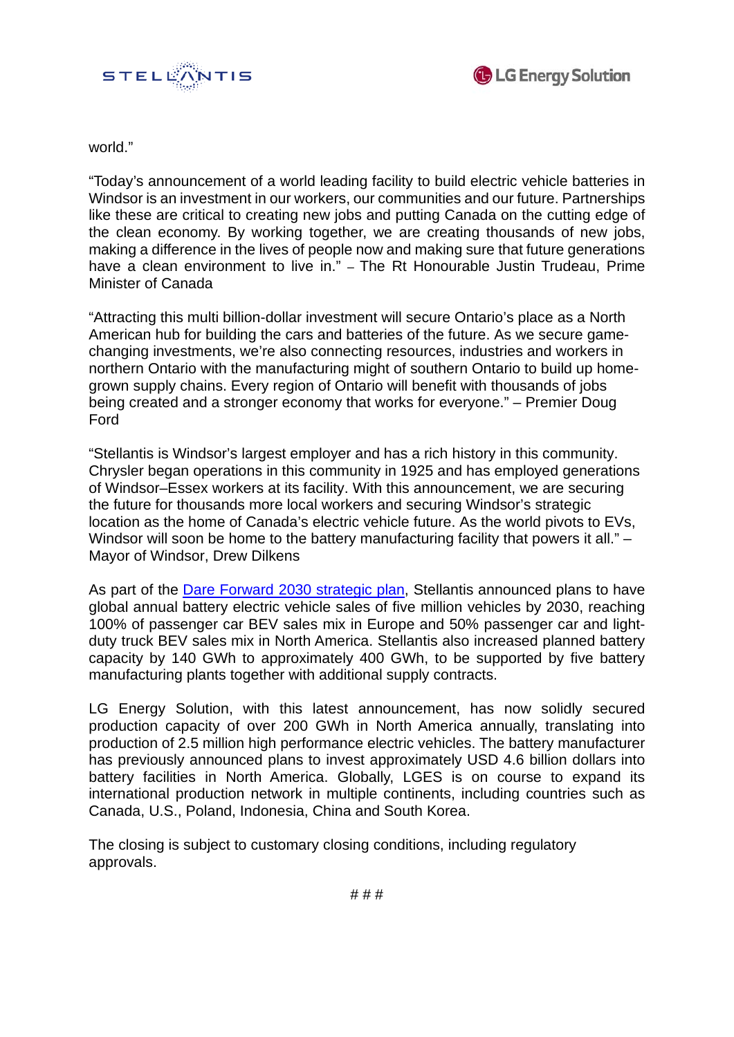world."

"Today's announcement of a world leading facility to build electric vehicle batteries in Windsor is an investment in our workers, our communities and our future. Partnerships like these are critical to creating new jobs and putting Canada on the cutting edge of the clean economy. By working together, we are creating thousands of new jobs, making a difference in the lives of people now and making sure that future generations have a clean environment to live in." – The Rt Honourable Justin Trudeau, Prime Minister of Canada

"Attracting this multi billion-dollar investment will secure Ontario's place as a North American hub for building the cars and batteries of the future. As we secure game-changing investments, we're also connecting resources, industries and workers in northern Ontario with the manufacturing might of southern Ontario to build up home-grown supply chains. Every region of Ontario will benefit with thousands of jobs being created and a stronger economy that works for everyone." – Premier Doug Ford

"Stellantis is Windsor's largest employer and has a rich history in this community. Chrysler began operations in this community in 1925 and has employed generations of Windsor–Essex workers at its facility. With this announcement, we are securing the future for thousands more local workers and securing Windsor's strategic location as the home of Canada's electric vehicle future. As the world pivots to EVs, Windsor will soon be home to the battery manufacturing facility that powers it all." – Mayor of Windsor, Drew Dilkens

As part of the Dare Forward 2030 strategic plan, Stellantis announced plans to have global annual battery electric vehicle sales of five million vehicles by 2030, reaching 100% of passenger car BEV sales mix in Europe and 50% passenger car and light-duty truck BEV sales mix in North America. Stellantis also increased planned battery capacity by 140 GWh to approximately 400 GWh, to be supported by five battery manufacturing plants together with additional supply contracts.

LG Energy Solution, with this latest announcement, has now solidly secured production capacity of over 200 GWh in North America annually, translating into production of 2.5 million high performance electric vehicles. The battery manufacturer has previously announced plans to invest approximately USD 4.6 billion dollars into battery facilities in North America. Globally, LGES is on course to expand its international production network in multiple continents, including countries such as Canada, U.S., Poland, Indonesia, China and South Korea.

The closing is subject to customary closing conditions, including regulatory approvals.

# # #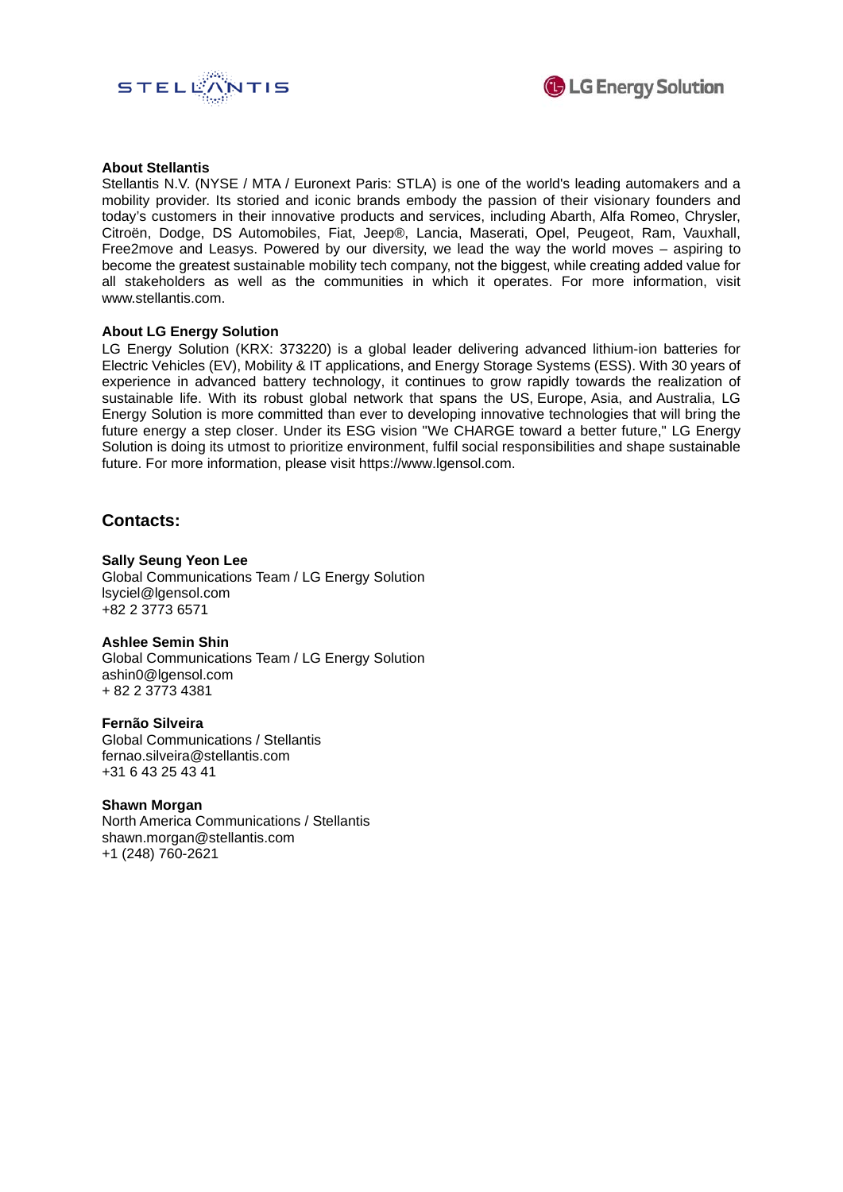**About Stellantis**

Stellantis N.V. (NYSE / MTA / Euronext Paris: STLA) is one of the world's leading automakers and a mobility provider. Its storied and iconic brands embody the passion of their visionary founders and today's customers in their innovative products and services, including Abarth, Alfa Romeo, Chrysler, Citroën, Dodge, DS Automobiles, Fiat, Jeep®, Lancia, Maserati, Opel, Peugeot, Ram, Vauxhall, Free2move and Leasys. Powered by our diversity, we lead the way the world moves – aspiring to become the greatest sustainable mobility tech company, not the biggest, while creating added value for all stakeholders as well as the communities in which it operates. For more information, visit www.stellantis.com.

**About LG Energy Solution**

LG Energy Solution (KRX: 373220) is a global leader delivering advanced lithium-ion batteries for Electric Vehicles (EV), Mobility & IT applications, and Energy Storage Systems (ESS). With 30 years of experience in advanced battery technology, it continues to grow rapidly towards the realization of sustainable life. With its robust global network that spans the US, Europe, Asia, and Australia, LG Energy Solution is more committed than ever to developing innovative technologies that will bring the future energy a step closer. Under its ESG vision "We CHARGE toward a better future," LG Energy Solution is doing its utmost to prioritize environment, fulfil social responsibilities and shape sustainable future. For more information, please visit https://www.lgensol.com.

## Contacts:

**Sally Seung Yeon Lee**
Global Communications Team / LG Energy Solution
lsyciel@lgensol.com
+82 2 3773 6571

**Ashlee Semin Shin**
Global Communications Team / LG Energy Solution
ashin0@lgensol.com
+ 82 2 3773 4381

**Fernão Silveira**
Global Communications / Stellantis
fernao.silveira@stellantis.com
+31 6 43 25 43 41

**Shawn Morgan**
North America Communications / Stellantis
shawn.morgan@stellantis.com
+1 (248) 760-2621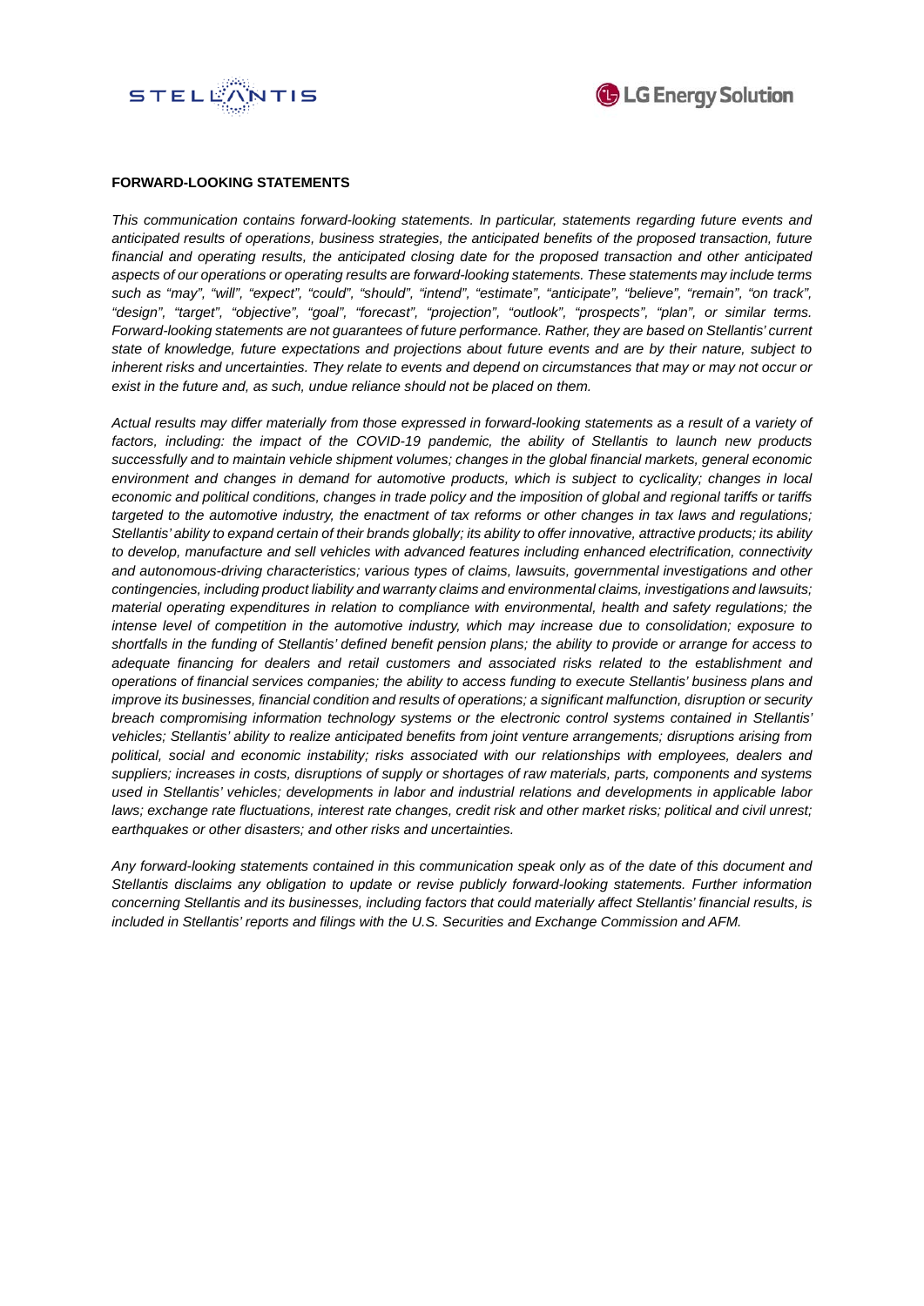**FORWARD-LOOKING STATEMENTS**

*This communication contains forward-looking statements. In particular, statements regarding future events and anticipated results of operations, business strategies, the anticipated benefits of the proposed transaction, future financial and operating results, the anticipated closing date for the proposed transaction and other anticipated aspects of our operations or operating results are forward-looking statements. These statements may include terms such as "may", "will", "expect", "could", "should", "intend", "estimate", "anticipate", "believe", "remain", "on track", "design", "target", "objective", "goal", "forecast", "projection", "outlook", "prospects", "plan", or similar terms. Forward-looking statements are not guarantees of future performance. Rather, they are based on Stellantis' current state of knowledge, future expectations and projections about future events and are by their nature, subject to inherent risks and uncertainties. They relate to events and depend on circumstances that may or may not occur or exist in the future and, as such, undue reliance should not be placed on them.*

*Actual results may differ materially from those expressed in forward-looking statements as a result of a variety of factors, including: the impact of the COVID-19 pandemic, the ability of Stellantis to launch new products successfully and to maintain vehicle shipment volumes; changes in the global financial markets, general economic environment and changes in demand for automotive products, which is subject to cyclicality; changes in local economic and political conditions, changes in trade policy and the imposition of global and regional tariffs or tariffs targeted to the automotive industry, the enactment of tax reforms or other changes in tax laws and regulations; Stellantis' ability to expand certain of their brands globally; its ability to offer innovative, attractive products; its ability to develop, manufacture and sell vehicles with advanced features including enhanced electrification, connectivity and autonomous-driving characteristics; various types of claims, lawsuits, governmental investigations and other contingencies, including product liability and warranty claims and environmental claims, investigations and lawsuits; material operating expenditures in relation to compliance with environmental, health and safety regulations; the intense level of competition in the automotive industry, which may increase due to consolidation; exposure to shortfalls in the funding of Stellantis' defined benefit pension plans; the ability to provide or arrange for access to adequate financing for dealers and retail customers and associated risks related to the establishment and operations of financial services companies; the ability to access funding to execute Stellantis' business plans and improve its businesses, financial condition and results of operations; a significant malfunction, disruption or security breach compromising information technology systems or the electronic control systems contained in Stellantis' vehicles; Stellantis' ability to realize anticipated benefits from joint venture arrangements; disruptions arising from political, social and economic instability; risks associated with our relationships with employees, dealers and suppliers; increases in costs, disruptions of supply or shortages of raw materials, parts, components and systems used in Stellantis' vehicles; developments in labor and industrial relations and developments in applicable labor laws; exchange rate fluctuations, interest rate changes, credit risk and other market risks; political and civil unrest; earthquakes or other disasters; and other risks and uncertainties.*

*Any forward-looking statements contained in this communication speak only as of the date of this document and Stellantis disclaims any obligation to update or revise publicly forward-looking statements. Further information concerning Stellantis and its businesses, including factors that could materially affect Stellantis' financial results, is included in Stellantis' reports and filings with the U.S. Securities and Exchange Commission and AFM.*